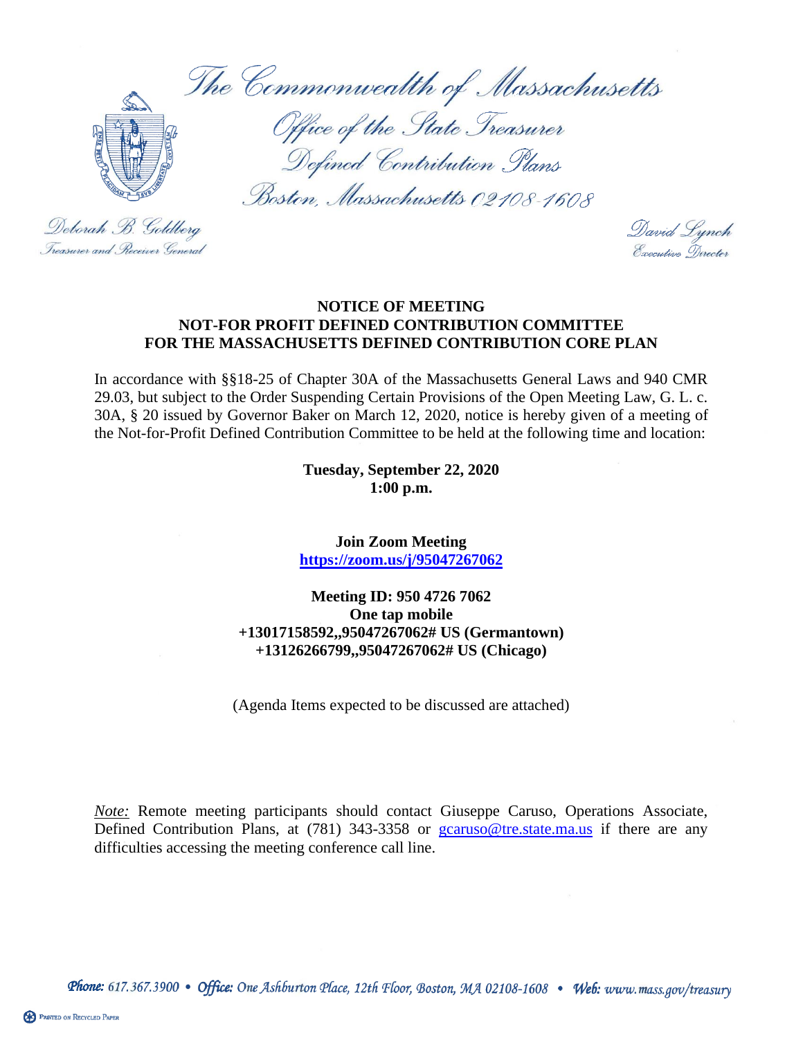The Commonwealth of Massachusetts

Office of the State Treasurer
Defined Contribution Plans
Boston, Massachusetts 02108-1608

Deborah B. Goldberg
Treasurer and Receiver General

David Lynch
Executive Director

**NOTICE OF MEETING**
**NOT-FOR PROFIT DEFINED CONTRIBUTION COMMITTEE**
**FOR THE MASSACHUSETTS DEFINED CONTRIBUTION CORE PLAN**

In accordance with §§18-25 of Chapter 30A of the Massachusetts General Laws and 940 CMR 29.03, but subject to the Order Suspending Certain Provisions of the Open Meeting Law, G. L. c. 30A, § 20 issued by Governor Baker on March 12, 2020, notice is hereby given of a meeting of the Not-for-Profit Defined Contribution Committee to be held at the following time and location:

**Tuesday, September 22, 2020**
**1:00 p.m.**

**Join Zoom Meeting**
**https://zoom.us/j/95047267062**

**Meeting ID: 950 4726 7062**
**One tap mobile**
**+13017158592,,95047267062# US (Germantown)**
**+13126266799,,95047267062# US (Chicago)**

(Agenda Items expected to be discussed are attached)

*Note:* Remote meeting participants should contact Giuseppe Caruso, Operations Associate, Defined Contribution Plans, at (781) 343-3358 or gcaruso@tre.state.ma.us if there are any difficulties accessing the meeting conference call line.

*Phone:* 617.367.3900 • *Office:* One Ashburton Place, 12th Floor, Boston, MA 02108-1608 • *Web:* www.mass.gov/treasury

PRINTED ON RECYCLED PAPER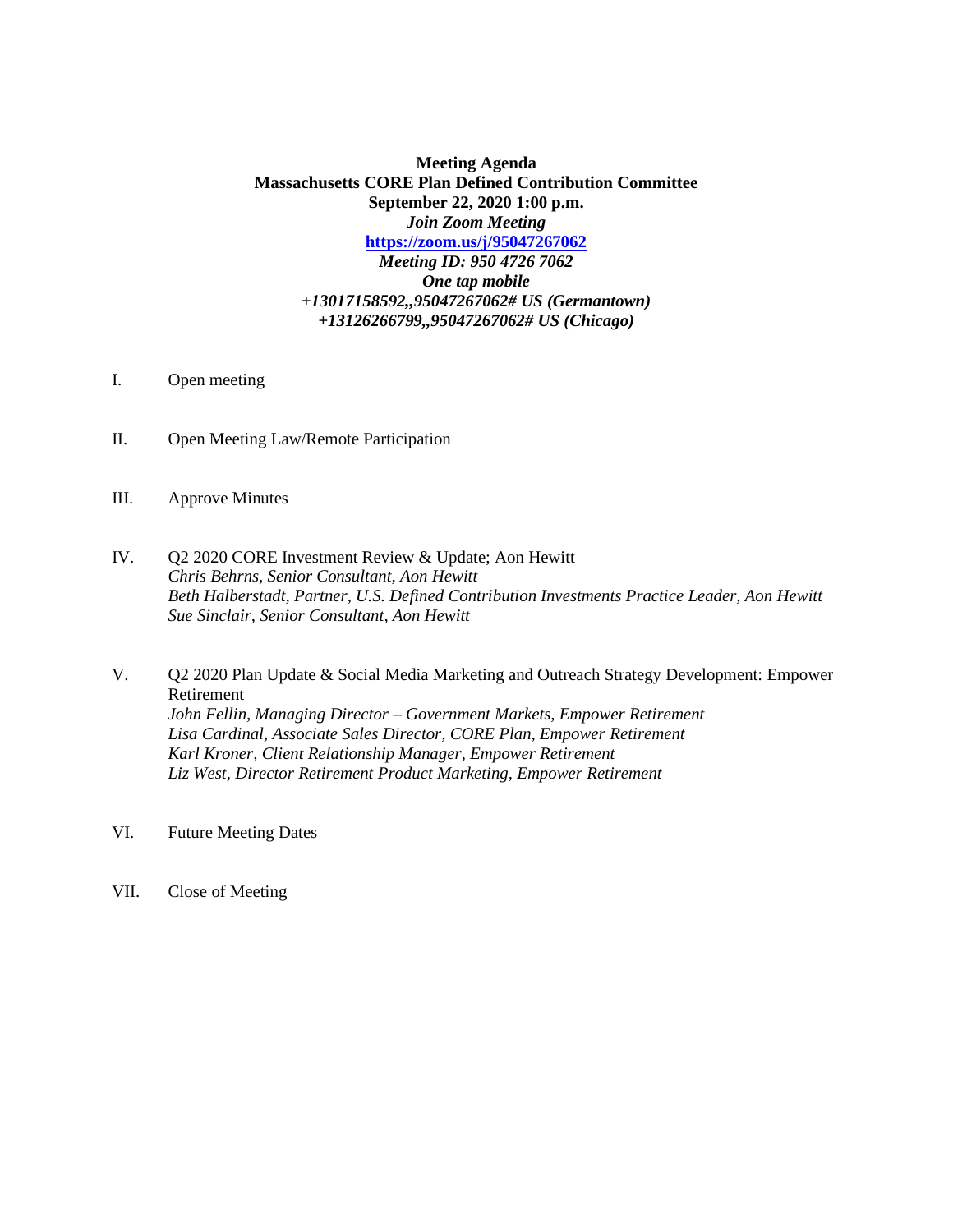**Meeting Agenda**
**Massachusetts CORE Plan Defined Contribution Committee**
**September 22, 2020 1:00 p.m.**
***Join Zoom Meeting***
**[https://zoom.us/j/95047267062](https://zoom.us/j/95047267062)**
***Meeting ID: 950 4726 7062***
***One tap mobile***
***+13017158592,,95047267062# US (Germantown)***
***+13126266799,,95047267062# US (Chicago)***

I. Open meeting

II. Open Meeting Law/Remote Participation

III. Approve Minutes

IV. Q2 2020 CORE Investment Review & Update; Aon Hewitt
*Chris Behrns, Senior Consultant, Aon Hewitt*
*Beth Halberstadt, Partner, U.S. Defined Contribution Investments Practice Leader, Aon Hewitt*
*Sue Sinclair, Senior Consultant, Aon Hewitt*

V. Q2 2020 Plan Update & Social Media Marketing and Outreach Strategy Development: Empower Retirement
*John Fellin, Managing Director – Government Markets, Empower Retirement*
*Lisa Cardinal, Associate Sales Director, CORE Plan, Empower Retirement*
*Karl Kroner, Client Relationship Manager, Empower Retirement*
*Liz West, Director Retirement Product Marketing, Empower Retirement*

VI. Future Meeting Dates

VII. Close of Meeting